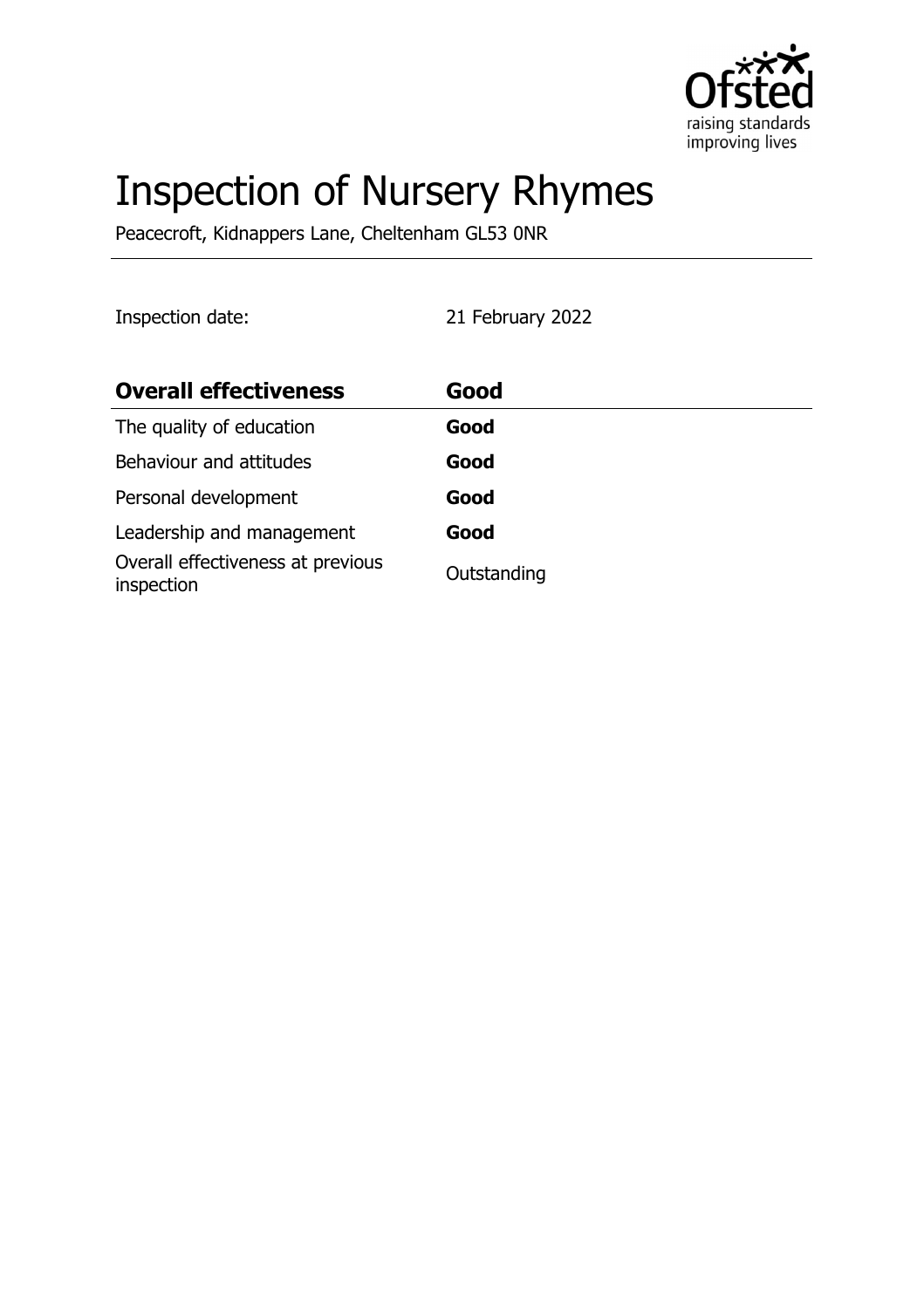# Inspection of Nursery Rhymes

Peacecroft, Kidnappers Lane, Cheltenham GL53 0NR

Inspection date: 21 February 2022

| **Overall effectiveness** | **Good** |
| --- | --- |
| The quality of education | **Good** |
| Behaviour and attitudes | **Good** |
| Personal development | **Good** |
| Leadership and management | **Good** |
| Overall effectiveness at previous inspection | Outstanding |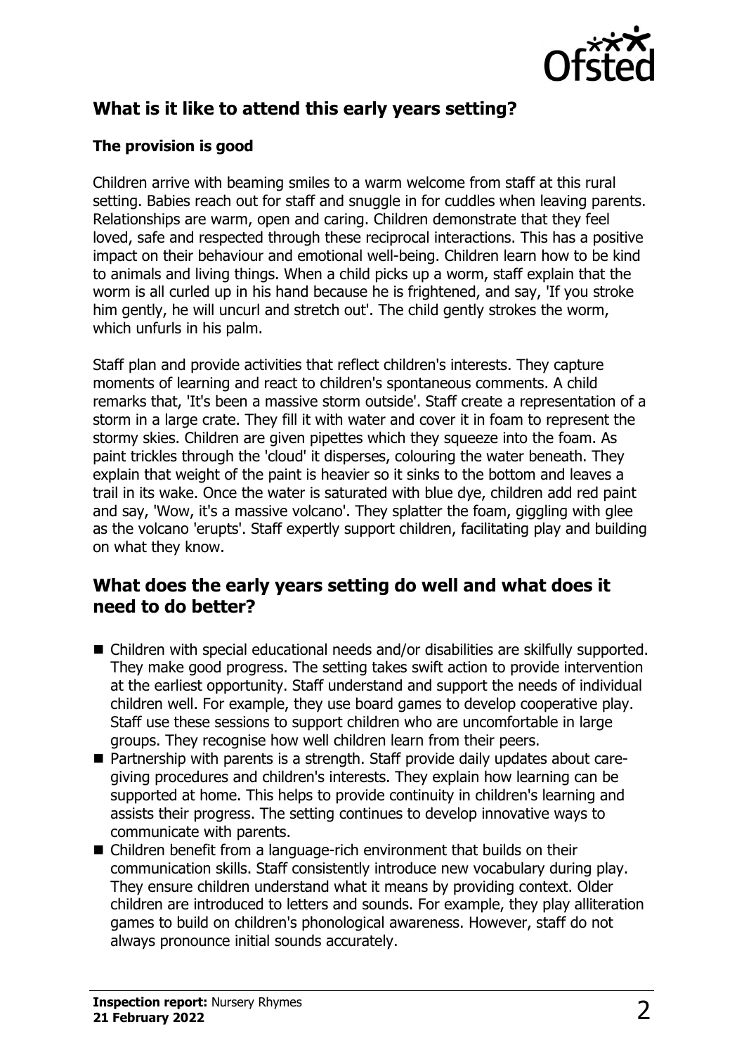## What is it like to attend this early years setting?

### The provision is good

Children arrive with beaming smiles to a warm welcome from staff at this rural setting. Babies reach out for staff and snuggle in for cuddles when leaving parents. Relationships are warm, open and caring. Children demonstrate that they feel loved, safe and respected through these reciprocal interactions. This has a positive impact on their behaviour and emotional well-being. Children learn how to be kind to animals and living things. When a child picks up a worm, staff explain that the worm is all curled up in his hand because he is frightened, and say, 'If you stroke him gently, he will uncurl and stretch out'. The child gently strokes the worm, which unfurls in his palm.

Staff plan and provide activities that reflect children's interests. They capture moments of learning and react to children's spontaneous comments. A child remarks that, 'It's been a massive storm outside'. Staff create a representation of a storm in a large crate. They fill it with water and cover it in foam to represent the stormy skies. Children are given pipettes which they squeeze into the foam. As paint trickles through the 'cloud' it disperses, colouring the water beneath. They explain that weight of the paint is heavier so it sinks to the bottom and leaves a trail in its wake. Once the water is saturated with blue dye, children add red paint and say, 'Wow, it's a massive volcano'. They splatter the foam, giggling with glee as the volcano 'erupts'. Staff expertly support children, facilitating play and building on what they know.

## What does the early years setting do well and what does it need to do better?

- Children with special educational needs and/or disabilities are skilfully supported. They make good progress. The setting takes swift action to provide intervention at the earliest opportunity. Staff understand and support the needs of individual children well. For example, they use board games to develop cooperative play. Staff use these sessions to support children who are uncomfortable in large groups. They recognise how well children learn from their peers.
- Partnership with parents is a strength. Staff provide daily updates about care-giving procedures and children's interests. They explain how learning can be supported at home. This helps to provide continuity in children's learning and assists their progress. The setting continues to develop innovative ways to communicate with parents.
- Children benefit from a language-rich environment that builds on their communication skills. Staff consistently introduce new vocabulary during play. They ensure children understand what it means by providing context. Older children are introduced to letters and sounds. For example, they play alliteration games to build on children's phonological awareness. However, staff do not always pronounce initial sounds accurately.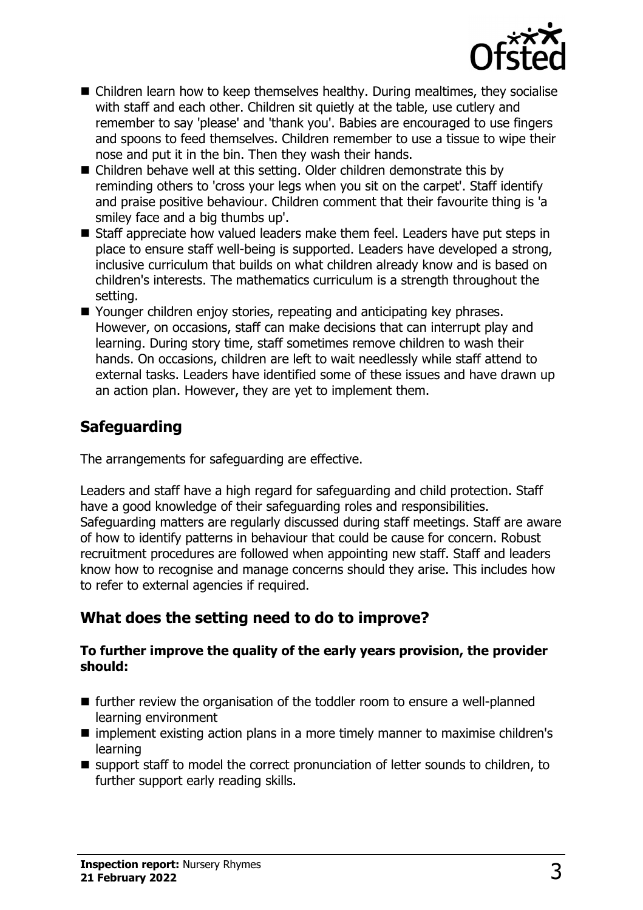- Children learn how to keep themselves healthy. During mealtimes, they socialise with staff and each other. Children sit quietly at the table, use cutlery and remember to say 'please' and 'thank you'. Babies are encouraged to use fingers and spoons to feed themselves. Children remember to use a tissue to wipe their nose and put it in the bin. Then they wash their hands.
- Children behave well at this setting. Older children demonstrate this by reminding others to 'cross your legs when you sit on the carpet'. Staff identify and praise positive behaviour. Children comment that their favourite thing is 'a smiley face and a big thumbs up'.
- Staff appreciate how valued leaders make them feel. Leaders have put steps in place to ensure staff well-being is supported. Leaders have developed a strong, inclusive curriculum that builds on what children already know and is based on children's interests. The mathematics curriculum is a strength throughout the setting.
- Younger children enjoy stories, repeating and anticipating key phrases. However, on occasions, staff can make decisions that can interrupt play and learning. During story time, staff sometimes remove children to wash their hands. On occasions, children are left to wait needlessly while staff attend to external tasks. Leaders have identified some of these issues and have drawn up an action plan. However, they are yet to implement them.

## Safeguarding

The arrangements for safeguarding are effective.

Leaders and staff have a high regard for safeguarding and child protection. Staff have a good knowledge of their safeguarding roles and responsibilities. Safeguarding matters are regularly discussed during staff meetings. Staff are aware of how to identify patterns in behaviour that could be cause for concern. Robust recruitment procedures are followed when appointing new staff. Staff and leaders know how to recognise and manage concerns should they arise. This includes how to refer to external agencies if required.

## What does the setting need to do to improve?

**To further improve the quality of the early years provision, the provider should:**

- further review the organisation of the toddler room to ensure a well-planned learning environment
- implement existing action plans in a more timely manner to maximise children's learning
- support staff to model the correct pronunciation of letter sounds to children, to further support early reading skills.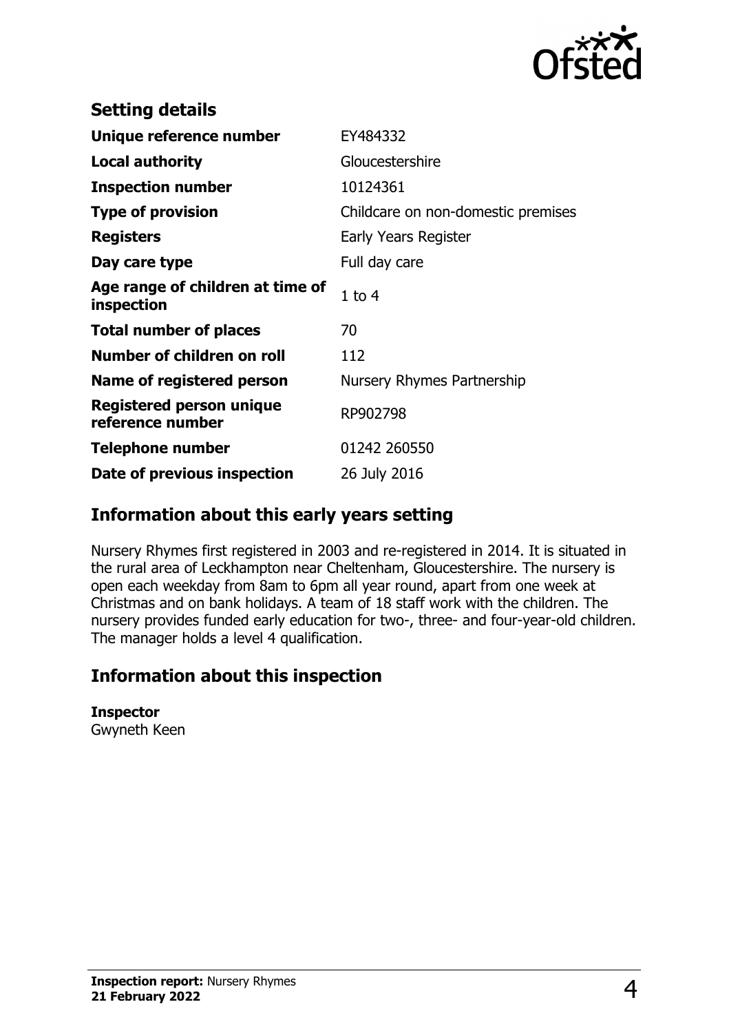## Setting details

| | |
|---|---|
| **Unique reference number** | EY484332 |
| **Local authority** | Gloucestershire |
| **Inspection number** | 10124361 |
| **Type of provision** | Childcare on non-domestic premises |
| **Registers** | Early Years Register |
| **Day care type** | Full day care |
| **Age range of children at time of inspection** | 1 to 4 |
| **Total number of places** | 70 |
| **Number of children on roll** | 112 |
| **Name of registered person** | Nursery Rhymes Partnership |
| **Registered person unique reference number** | RP902798 |
| **Telephone number** | 01242 260550 |
| **Date of previous inspection** | 26 July 2016 |

## Information about this early years setting

Nursery Rhymes first registered in 2003 and re-registered in 2014. It is situated in the rural area of Leckhampton near Cheltenham, Gloucestershire. The nursery is open each weekday from 8am to 6pm all year round, apart from one week at Christmas and on bank holidays. A team of 18 staff work with the children. The nursery provides funded early education for two-, three- and four-year-old children. The manager holds a level 4 qualification.

## Information about this inspection

**Inspector**
Gwyneth Keen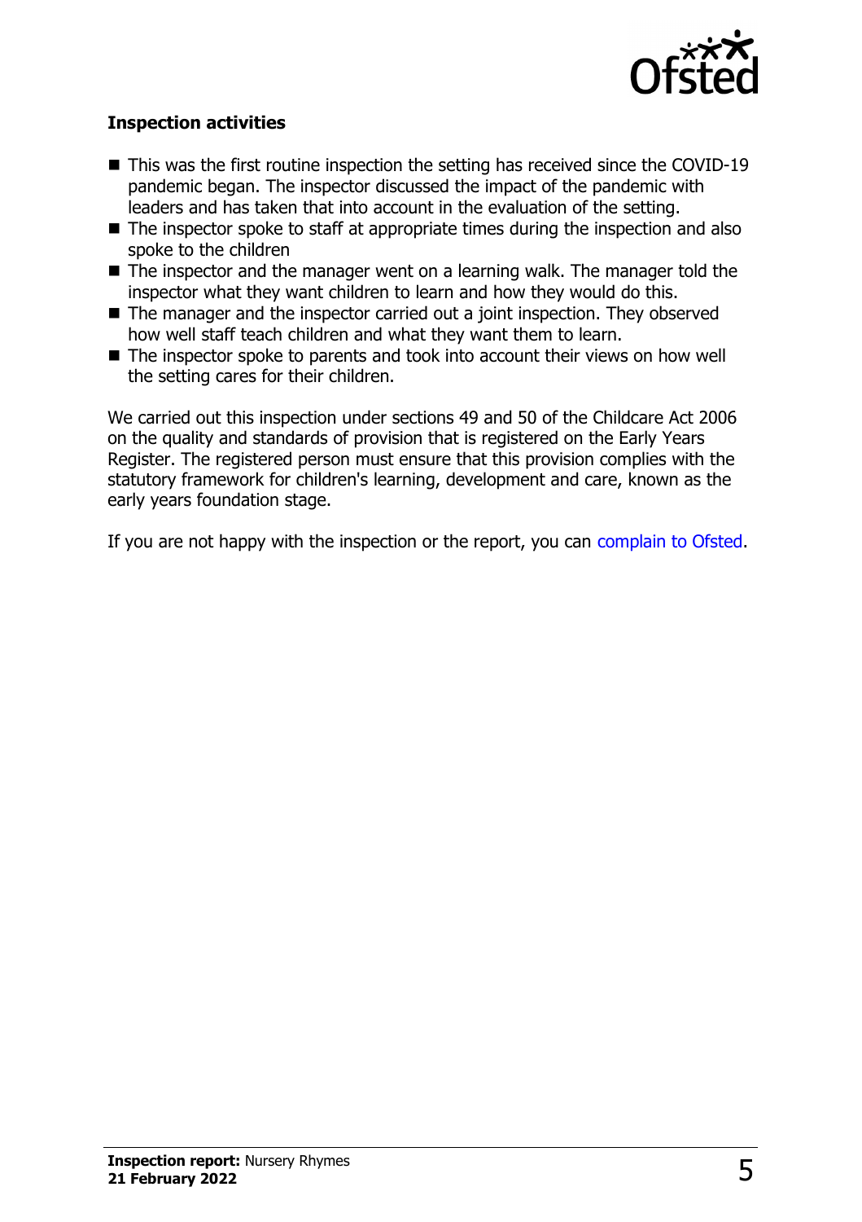## Inspection activities

- This was the first routine inspection the setting has received since the COVID-19 pandemic began. The inspector discussed the impact of the pandemic with leaders and has taken that into account in the evaluation of the setting.
- The inspector spoke to staff at appropriate times during the inspection and also spoke to the children
- The inspector and the manager went on a learning walk. The manager told the inspector what they want children to learn and how they would do this.
- The manager and the inspector carried out a joint inspection. They observed how well staff teach children and what they want them to learn.
- The inspector spoke to parents and took into account their views on how well the setting cares for their children.

We carried out this inspection under sections 49 and 50 of the Childcare Act 2006 on the quality and standards of provision that is registered on the Early Years Register. The registered person must ensure that this provision complies with the statutory framework for children's learning, development and care, known as the early years foundation stage.

If you are not happy with the inspection or the report, you can complain to Ofsted.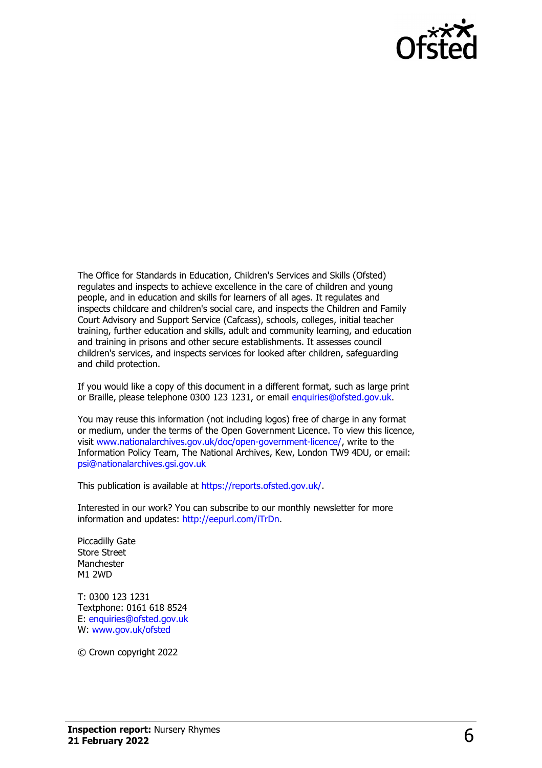The Office for Standards in Education, Children's Services and Skills (Ofsted) regulates and inspects to achieve excellence in the care of children and young people, and in education and skills for learners of all ages. It regulates and inspects childcare and children's social care, and inspects the Children and Family Court Advisory and Support Service (Cafcass), schools, colleges, initial teacher training, further education and skills, adult and community learning, and education and training in prisons and other secure establishments. It assesses council children's services, and inspects services for looked after children, safeguarding and child protection.

If you would like a copy of this document in a different format, such as large print or Braille, please telephone 0300 123 1231, or email enquiries@ofsted.gov.uk.

You may reuse this information (not including logos) free of charge in any format or medium, under the terms of the Open Government Licence. To view this licence, visit www.nationalarchives.gov.uk/doc/open-government-licence/, write to the Information Policy Team, The National Archives, Kew, London TW9 4DU, or email: psi@nationalarchives.gsi.gov.uk

This publication is available at https://reports.ofsted.gov.uk/.

Interested in our work? You can subscribe to our monthly newsletter for more information and updates: http://eepurl.com/iTrDn.

Piccadilly Gate
Store Street
Manchester
M1 2WD

T: 0300 123 1231
Textphone: 0161 618 8524
E: enquiries@ofsted.gov.uk
W: www.gov.uk/ofsted

© Crown copyright 2022